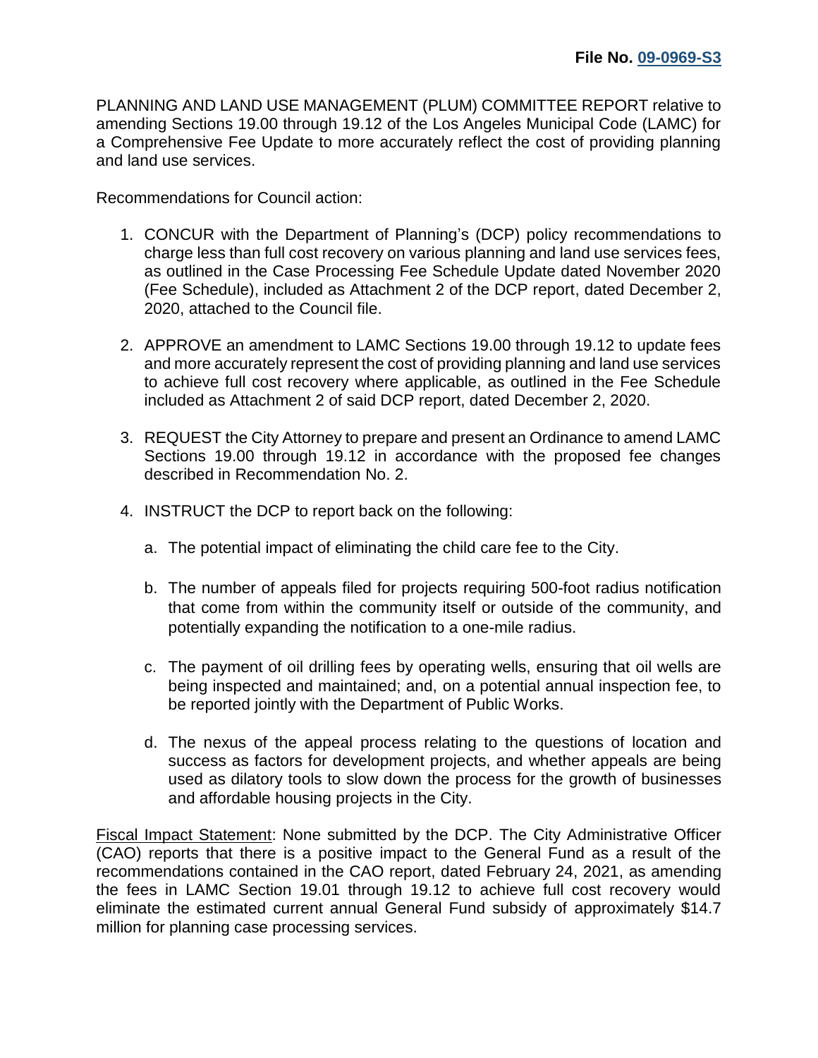**File No. 09-0969-S3**

PLANNING AND LAND USE MANAGEMENT (PLUM) COMMITTEE REPORT relative to amending Sections 19.00 through 19.12 of the Los Angeles Municipal Code (LAMC) for a Comprehensive Fee Update to more accurately reflect the cost of providing planning and land use services.

Recommendations for Council action:

1. CONCUR with the Department of Planning's (DCP) policy recommendations to charge less than full cost recovery on various planning and land use services fees, as outlined in the Case Processing Fee Schedule Update dated November 2020 (Fee Schedule), included as Attachment 2 of the DCP report, dated December 2, 2020, attached to the Council file.

2. APPROVE an amendment to LAMC Sections 19.00 through 19.12 to update fees and more accurately represent the cost of providing planning and land use services to achieve full cost recovery where applicable, as outlined in the Fee Schedule included as Attachment 2 of said DCP report, dated December 2, 2020.

3. REQUEST the City Attorney to prepare and present an Ordinance to amend LAMC Sections 19.00 through 19.12 in accordance with the proposed fee changes described in Recommendation No. 2.

4. INSTRUCT the DCP to report back on the following:

    a. The potential impact of eliminating the child care fee to the City.

    b. The number of appeals filed for projects requiring 500-foot radius notification that come from within the community itself or outside of the community, and potentially expanding the notification to a one-mile radius.

    c. The payment of oil drilling fees by operating wells, ensuring that oil wells are being inspected and maintained; and, on a potential annual inspection fee, to be reported jointly with the Department of Public Works.

    d. The nexus of the appeal process relating to the questions of location and success as factors for development projects, and whether appeals are being used as dilatory tools to slow down the process for the growth of businesses and affordable housing projects in the City.

Fiscal Impact Statement: None submitted by the DCP. The City Administrative Officer (CAO) reports that there is a positive impact to the General Fund as a result of the recommendations contained in the CAO report, dated February 24, 2021, as amending the fees in LAMC Section 19.01 through 19.12 to achieve full cost recovery would eliminate the estimated current annual General Fund subsidy of approximately $14.7 million for planning case processing services.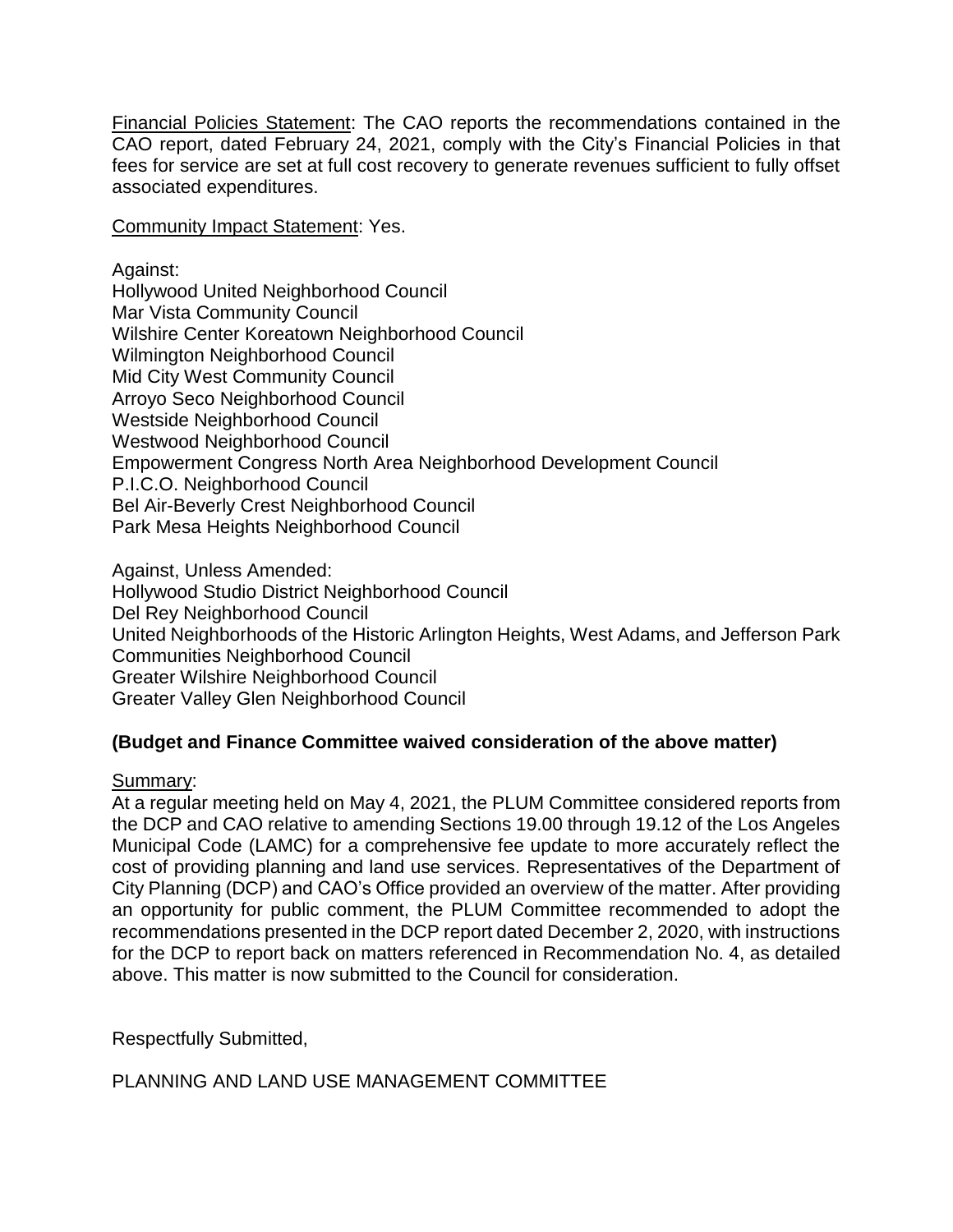Financial Policies Statement: The CAO reports the recommendations contained in the CAO report, dated February 24, 2021, comply with the City's Financial Policies in that fees for service are set at full cost recovery to generate revenues sufficient to fully offset associated expenditures.

Community Impact Statement: Yes.

Against:
Hollywood United Neighborhood Council
Mar Vista Community Council
Wilshire Center Koreatown Neighborhood Council
Wilmington Neighborhood Council
Mid City West Community Council
Arroyo Seco Neighborhood Council
Westside Neighborhood Council
Westwood Neighborhood Council
Empowerment Congress North Area Neighborhood Development Council
P.I.C.O. Neighborhood Council
Bel Air-Beverly Crest Neighborhood Council
Park Mesa Heights Neighborhood Council

Against, Unless Amended:
Hollywood Studio District Neighborhood Council
Del Rey Neighborhood Council
United Neighborhoods of the Historic Arlington Heights, West Adams, and Jefferson Park Communities Neighborhood Council
Greater Wilshire Neighborhood Council
Greater Valley Glen Neighborhood Council

**(Budget and Finance Committee waived consideration of the above matter)**

Summary:
At a regular meeting held on May 4, 2021, the PLUM Committee considered reports from the DCP and CAO relative to amending Sections 19.00 through 19.12 of the Los Angeles Municipal Code (LAMC) for a comprehensive fee update to more accurately reflect the cost of providing planning and land use services. Representatives of the Department of City Planning (DCP) and CAO's Office provided an overview of the matter. After providing an opportunity for public comment, the PLUM Committee recommended to adopt the recommendations presented in the DCP report dated December 2, 2020, with instructions for the DCP to report back on matters referenced in Recommendation No. 4, as detailed above. This matter is now submitted to the Council for consideration.

Respectfully Submitted,

PLANNING AND LAND USE MANAGEMENT COMMITTEE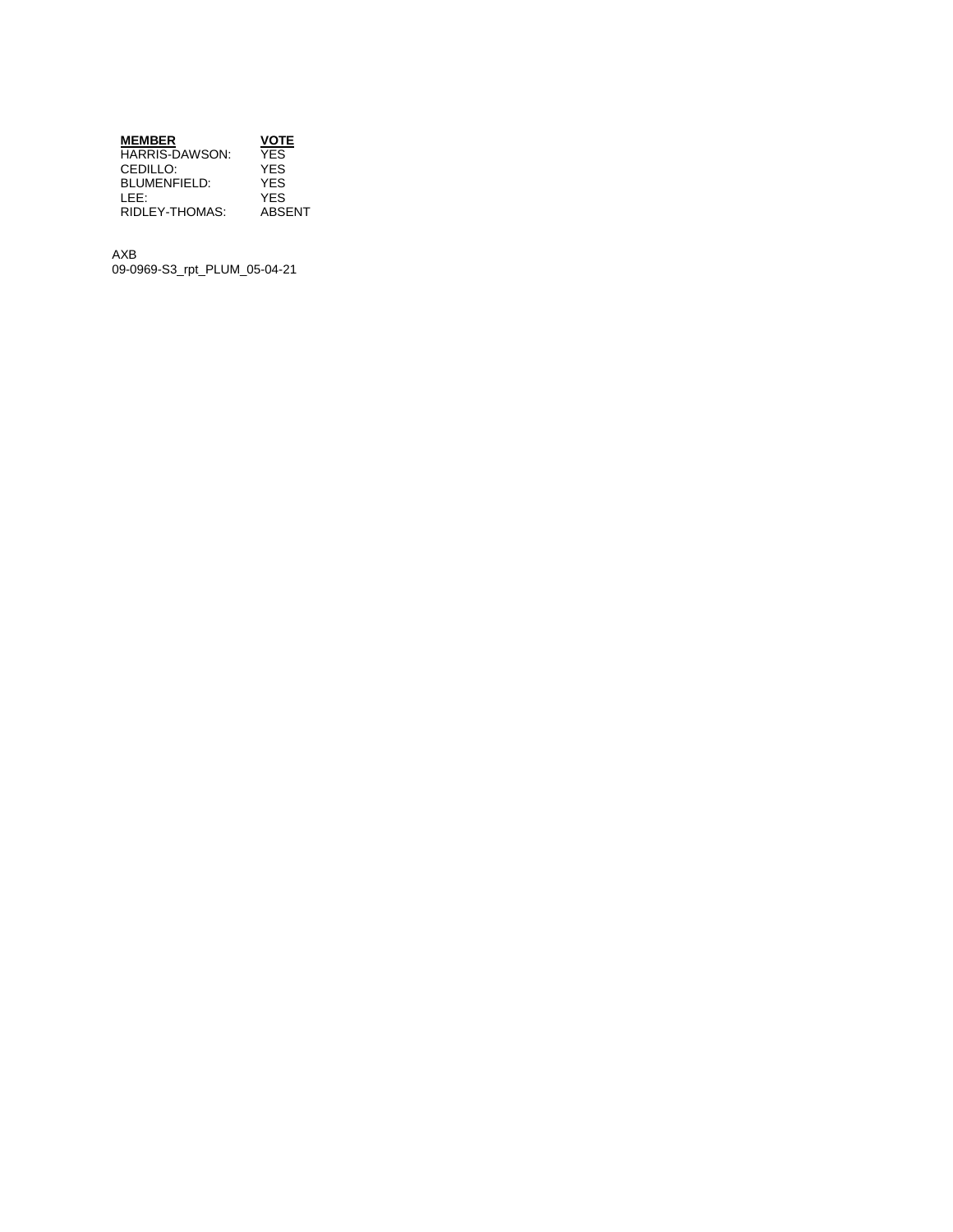| **MEMBER** | **VOTE** |
|---|---|
| HARRIS-DAWSON: | YES |
| CEDILLO: | YES |
| BLUMENFIELD: | YES |
| LEE: | YES |
| RIDLEY-THOMAS: | ABSENT |

AXB
09-0969-S3_rpt_PLUM_05-04-21